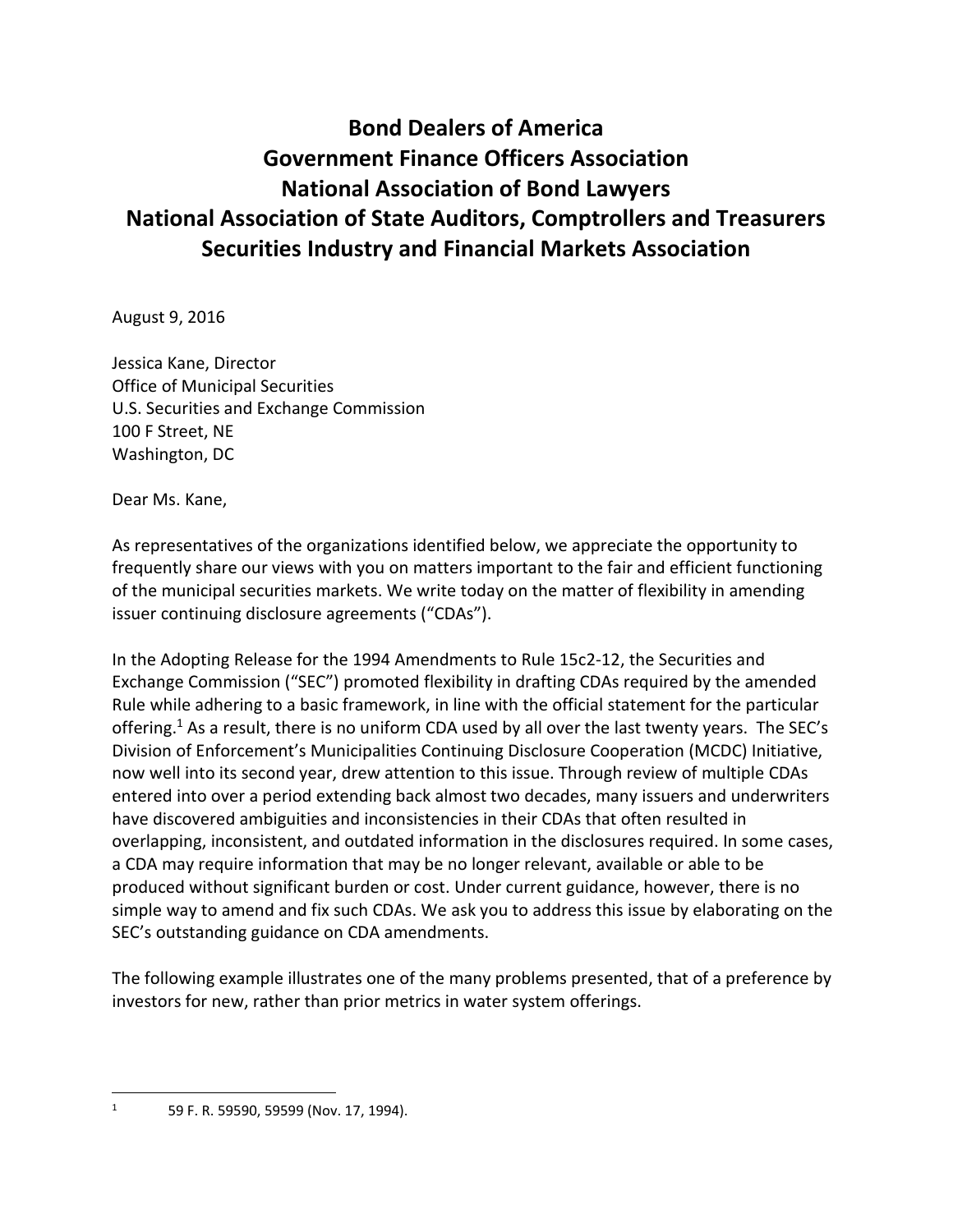# Bond Dealers of America
# Government Finance Officers Association
# National Association of Bond Lawyers
# National Association of State Auditors, Comptrollers and Treasurers
# Securities Industry and Financial Markets Association

August 9, 2016

Jessica Kane, Director
Office of Municipal Securities
U.S. Securities and Exchange Commission
100 F Street, NE
Washington, DC

Dear Ms. Kane,

As representatives of the organizations identified below, we appreciate the opportunity to frequently share our views with you on matters important to the fair and efficient functioning of the municipal securities markets. We write today on the matter of flexibility in amending issuer continuing disclosure agreements ("CDAs").

In the Adopting Release for the 1994 Amendments to Rule 15c2-12, the Securities and Exchange Commission ("SEC") promoted flexibility in drafting CDAs required by the amended Rule while adhering to a basic framework, in line with the official statement for the particular offering.[1] As a result, there is no uniform CDA used by all over the last twenty years. The SEC's Division of Enforcement's Municipalities Continuing Disclosure Cooperation (MCDC) Initiative, now well into its second year, drew attention to this issue. Through review of multiple CDAs entered into over a period extending back almost two decades, many issuers and underwriters have discovered ambiguities and inconsistencies in their CDAs that often resulted in overlapping, inconsistent, and outdated information in the disclosures required. In some cases, a CDA may require information that may be no longer relevant, available or able to be produced without significant burden or cost. Under current guidance, however, there is no simple way to amend and fix such CDAs. We ask you to address this issue by elaborating on the SEC's outstanding guidance on CDA amendments.

The following example illustrates one of the many problems presented, that of a preference by investors for new, rather than prior metrics in water system offerings.

---

[1] 59 F. R. 59590, 59599 (Nov. 17, 1994).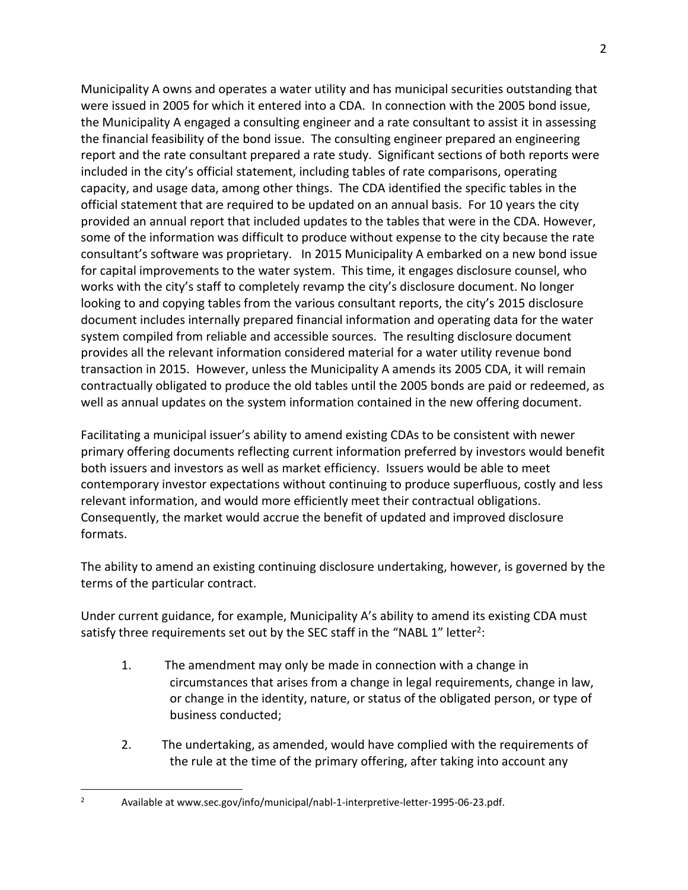Municipality A owns and operates a water utility and has municipal securities outstanding that were issued in 2005 for which it entered into a CDA. In connection with the 2005 bond issue, the Municipality A engaged a consulting engineer and a rate consultant to assist it in assessing the financial feasibility of the bond issue. The consulting engineer prepared an engineering report and the rate consultant prepared a rate study. Significant sections of both reports were included in the city's official statement, including tables of rate comparisons, operating capacity, and usage data, among other things. The CDA identified the specific tables in the official statement that are required to be updated on an annual basis. For 10 years the city provided an annual report that included updates to the tables that were in the CDA. However, some of the information was difficult to produce without expense to the city because the rate consultant's software was proprietary. In 2015 Municipality A embarked on a new bond issue for capital improvements to the water system. This time, it engages disclosure counsel, who works with the city's staff to completely revamp the city's disclosure document. No longer looking to and copying tables from the various consultant reports, the city's 2015 disclosure document includes internally prepared financial information and operating data for the water system compiled from reliable and accessible sources. The resulting disclosure document provides all the relevant information considered material for a water utility revenue bond transaction in 2015. However, unless the Municipality A amends its 2005 CDA, it will remain contractually obligated to produce the old tables until the 2005 bonds are paid or redeemed, as well as annual updates on the system information contained in the new offering document.

Facilitating a municipal issuer's ability to amend existing CDAs to be consistent with newer primary offering documents reflecting current information preferred by investors would benefit both issuers and investors as well as market efficiency. Issuers would be able to meet contemporary investor expectations without continuing to produce superfluous, costly and less relevant information, and would more efficiently meet their contractual obligations. Consequently, the market would accrue the benefit of updated and improved disclosure formats.

The ability to amend an existing continuing disclosure undertaking, however, is governed by the terms of the particular contract.

Under current guidance, for example, Municipality A's ability to amend its existing CDA must satisfy three requirements set out by the SEC staff in the "NABL 1" letter[2]:

1. The amendment may only be made in connection with a change in circumstances that arises from a change in legal requirements, change in law, or change in the identity, nature, or status of the obligated person, or type of business conducted;

2. The undertaking, as amended, would have complied with the requirements of the rule at the time of the primary offering, after taking into account any

[2] Available at www.sec.gov/info/municipal/nabl-1-interpretive-letter-1995-06-23.pdf.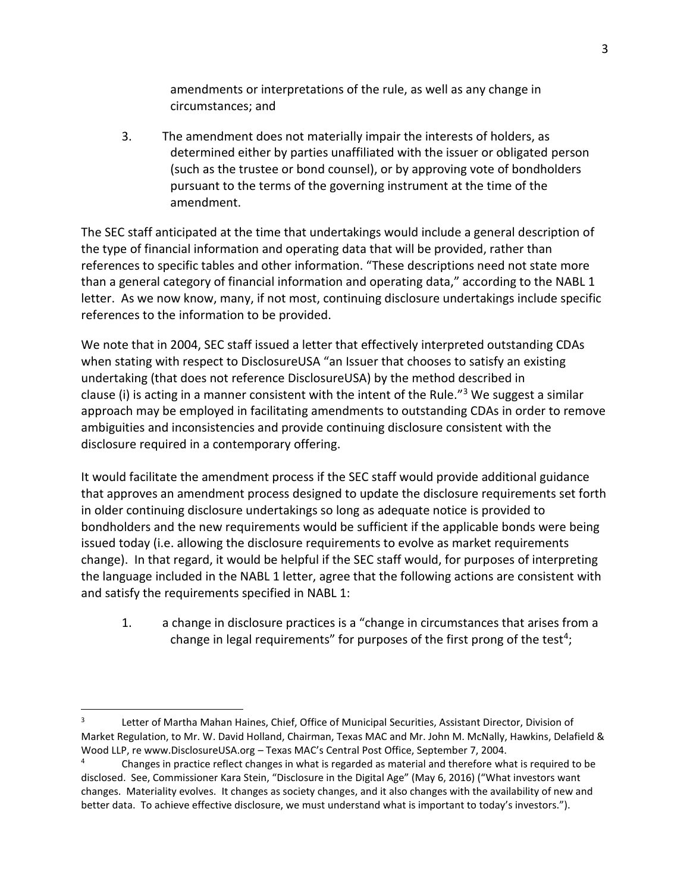amendments or interpretations of the rule, as well as any change in circumstances; and

3. The amendment does not materially impair the interests of holders, as determined either by parties unaffiliated with the issuer or obligated person (such as the trustee or bond counsel), or by approving vote of bondholders pursuant to the terms of the governing instrument at the time of the amendment.

The SEC staff anticipated at the time that undertakings would include a general description of the type of financial information and operating data that will be provided, rather than references to specific tables and other information. "These descriptions need not state more than a general category of financial information and operating data," according to the NABL 1 letter. As we now know, many, if not most, continuing disclosure undertakings include specific references to the information to be provided.

We note that in 2004, SEC staff issued a letter that effectively interpreted outstanding CDAs when stating with respect to DisclosureUSA "an Issuer that chooses to satisfy an existing undertaking (that does not reference DisclosureUSA) by the method described in clause (i) is acting in a manner consistent with the intent of the Rule."[3] We suggest a similar approach may be employed in facilitating amendments to outstanding CDAs in order to remove ambiguities and inconsistencies and provide continuing disclosure consistent with the disclosure required in a contemporary offering.

It would facilitate the amendment process if the SEC staff would provide additional guidance that approves an amendment process designed to update the disclosure requirements set forth in older continuing disclosure undertakings so long as adequate notice is provided to bondholders and the new requirements would be sufficient if the applicable bonds were being issued today (i.e. allowing the disclosure requirements to evolve as market requirements change). In that regard, it would be helpful if the SEC staff would, for purposes of interpreting the language included in the NABL 1 letter, agree that the following actions are consistent with and satisfy the requirements specified in NABL 1:

1. a change in disclosure practices is a "change in circumstances that arises from a change in legal requirements" for purposes of the first prong of the test[4];

---

[3] Letter of Martha Mahan Haines, Chief, Office of Municipal Securities, Assistant Director, Division of Market Regulation, to Mr. W. David Holland, Chairman, Texas MAC and Mr. John M. McNally, Hawkins, Delafield & Wood LLP, re www.DisclosureUSA.org – Texas MAC's Central Post Office, September 7, 2004.

[4] Changes in practice reflect changes in what is regarded as material and therefore what is required to be disclosed. See, Commissioner Kara Stein, "Disclosure in the Digital Age" (May 6, 2016) ("What investors want changes. Materiality evolves. It changes as society changes, and it also changes with the availability of new and better data. To achieve effective disclosure, we must understand what is important to today's investors.").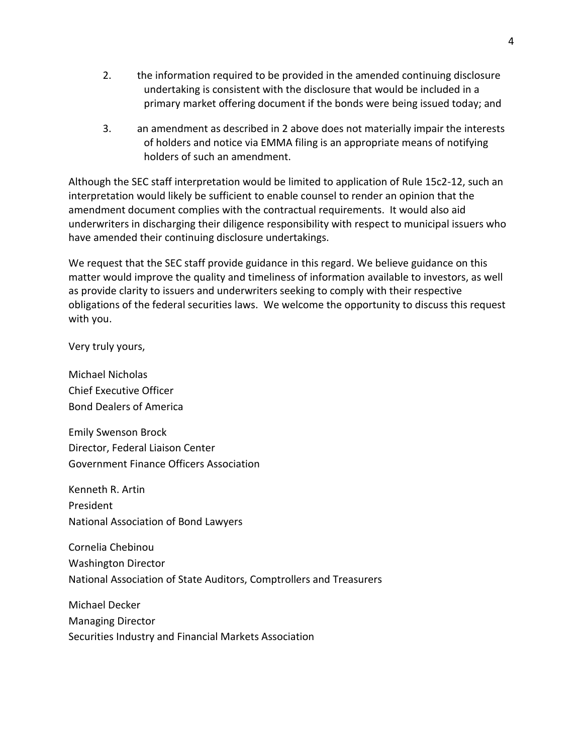2. the information required to be provided in the amended continuing disclosure undertaking is consistent with the disclosure that would be included in a primary market offering document if the bonds were being issued today; and

3. an amendment as described in 2 above does not materially impair the interests of holders and notice via EMMA filing is an appropriate means of notifying holders of such an amendment.

Although the SEC staff interpretation would be limited to application of Rule 15c2-12, such an interpretation would likely be sufficient to enable counsel to render an opinion that the amendment document complies with the contractual requirements. It would also aid underwriters in discharging their diligence responsibility with respect to municipal issuers who have amended their continuing disclosure undertakings.

We request that the SEC staff provide guidance in this regard. We believe guidance on this matter would improve the quality and timeliness of information available to investors, as well as provide clarity to issuers and underwriters seeking to comply with their respective obligations of the federal securities laws. We welcome the opportunity to discuss this request with you.

Very truly yours,

Michael Nicholas
Chief Executive Officer
Bond Dealers of America

Emily Swenson Brock
Director, Federal Liaison Center
Government Finance Officers Association

Kenneth R. Artin
President
National Association of Bond Lawyers

Cornelia Chebinou
Washington Director
National Association of State Auditors, Comptrollers and Treasurers

Michael Decker
Managing Director
Securities Industry and Financial Markets Association